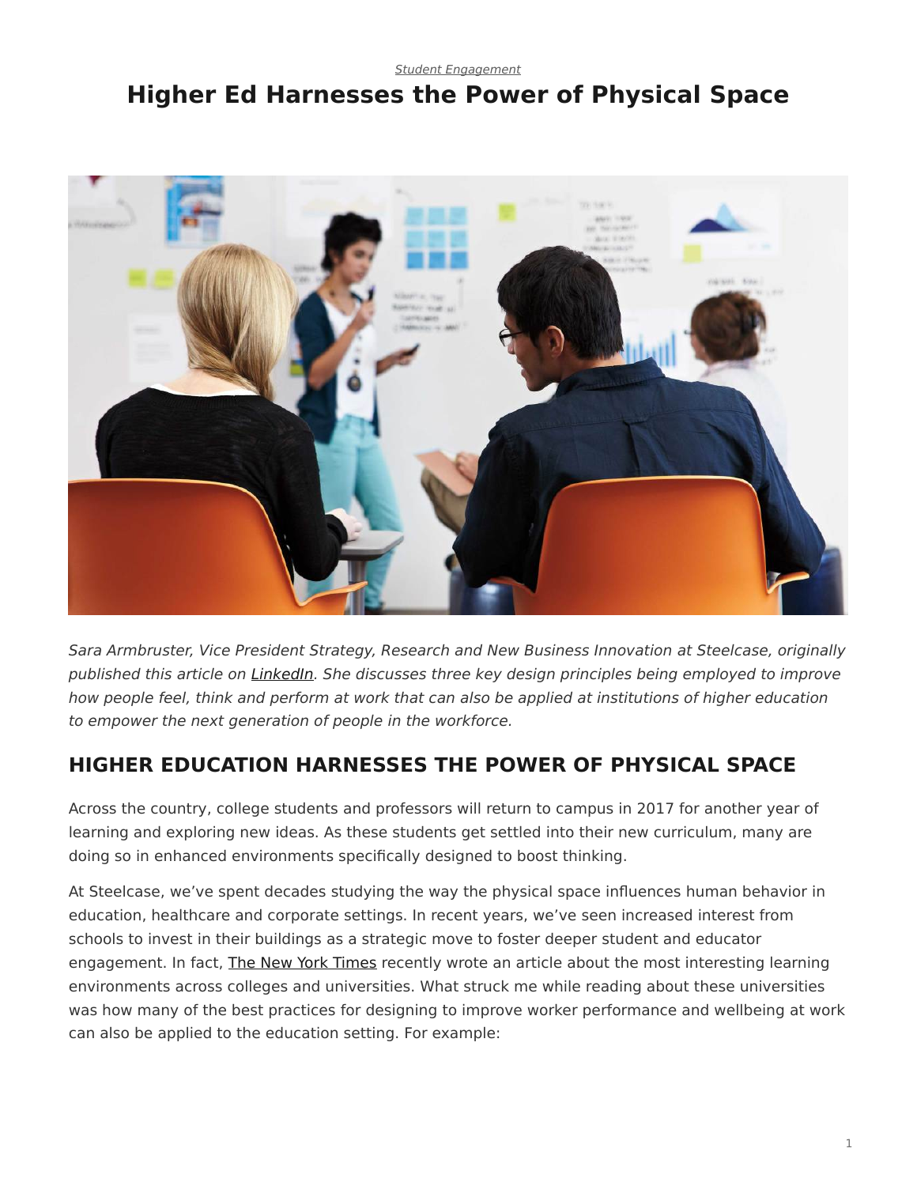*Student Engagement*

# Higher Ed Harnesses the Power of Physical Space

*Sara Armbruster, Vice President Strategy, Research and New Business Innovation at Steelcase, originally published this article on LinkedIn. She discusses three key design principles being employed to improve how people feel, think and perform at work that can also be applied at institutions of higher education to empower the next generation of people in the workforce.*

## HIGHER EDUCATION HARNESSES THE POWER OF PHYSICAL SPACE

Across the country, college students and professors will return to campus in 2017 for another year of learning and exploring new ideas. As these students get settled into their new curriculum, many are doing so in enhanced environments specifically designed to boost thinking.

At Steelcase, we've spent decades studying the way the physical space influences human behavior in education, healthcare and corporate settings. In recent years, we've seen increased interest from schools to invest in their buildings as a strategic move to foster deeper student and educator engagement. In fact, The New York Times recently wrote an article about the most interesting learning environments across colleges and universities. What struck me while reading about these universities was how many of the best practices for designing to improve worker performance and wellbeing at work can also be applied to the education setting. For example: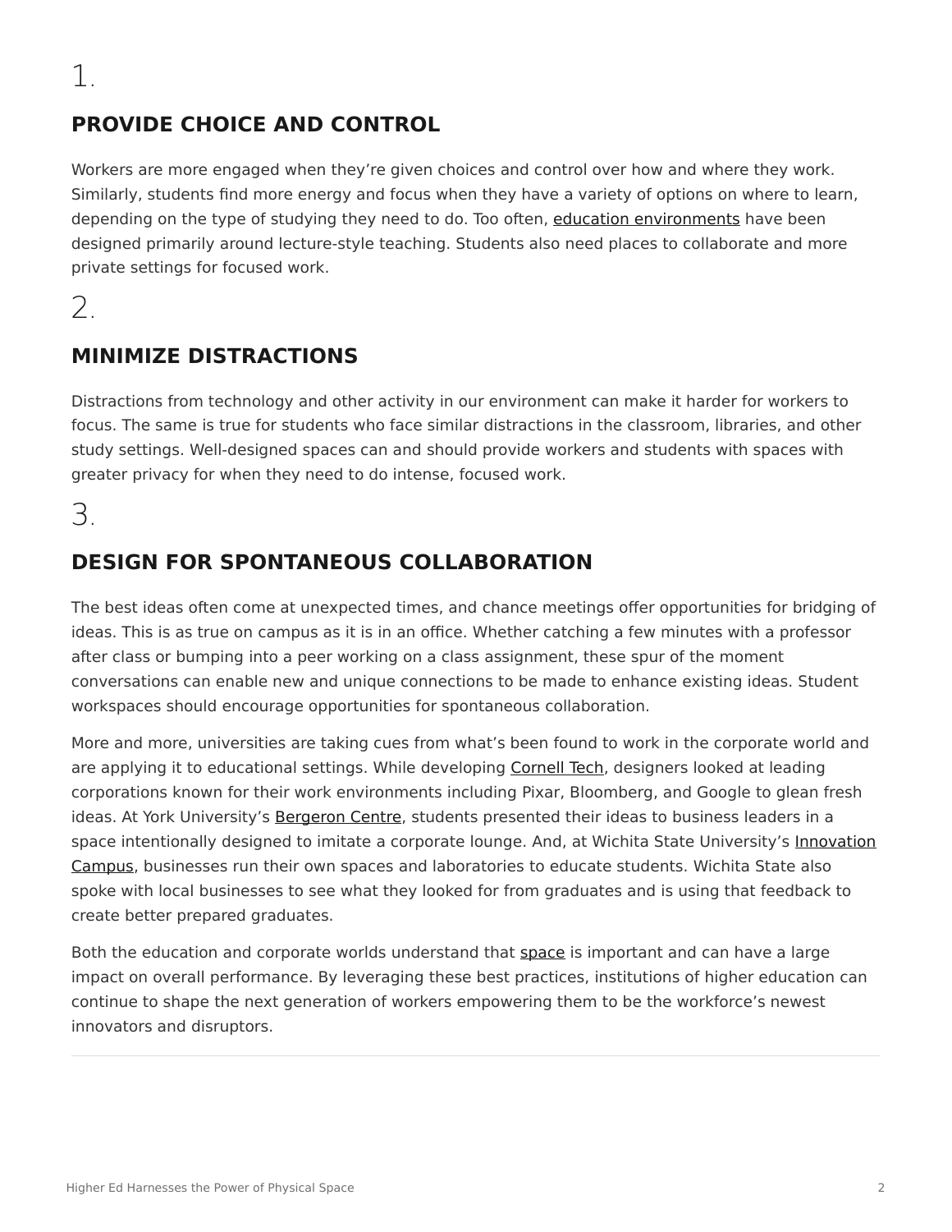1.

## PROVIDE CHOICE AND CONTROL

Workers are more engaged when they're given choices and control over how and where they work. Similarly, students find more energy and focus when they have a variety of options on where to learn, depending on the type of studying they need to do. Too often, education environments have been designed primarily around lecture-style teaching. Students also need places to collaborate and more private settings for focused work.

2.

## MINIMIZE DISTRACTIONS

Distractions from technology and other activity in our environment can make it harder for workers to focus. The same is true for students who face similar distractions in the classroom, libraries, and other study settings. Well-designed spaces can and should provide workers and students with spaces with greater privacy for when they need to do intense, focused work.

3.

## DESIGN FOR SPONTANEOUS COLLABORATION

The best ideas often come at unexpected times, and chance meetings offer opportunities for bridging of ideas. This is as true on campus as it is in an office. Whether catching a few minutes with a professor after class or bumping into a peer working on a class assignment, these spur of the moment conversations can enable new and unique connections to be made to enhance existing ideas. Student workspaces should encourage opportunities for spontaneous collaboration.

More and more, universities are taking cues from what's been found to work in the corporate world and are applying it to educational settings. While developing Cornell Tech, designers looked at leading corporations known for their work environments including Pixar, Bloomberg, and Google to glean fresh ideas. At York University's Bergeron Centre, students presented their ideas to business leaders in a space intentionally designed to imitate a corporate lounge. And, at Wichita State University's Innovation Campus, businesses run their own spaces and laboratories to educate students. Wichita State also spoke with local businesses to see what they looked for from graduates and is using that feedback to create better prepared graduates.

Both the education and corporate worlds understand that space is important and can have a large impact on overall performance. By leveraging these best practices, institutions of higher education can continue to shape the next generation of workers empowering them to be the workforce's newest innovators and disruptors.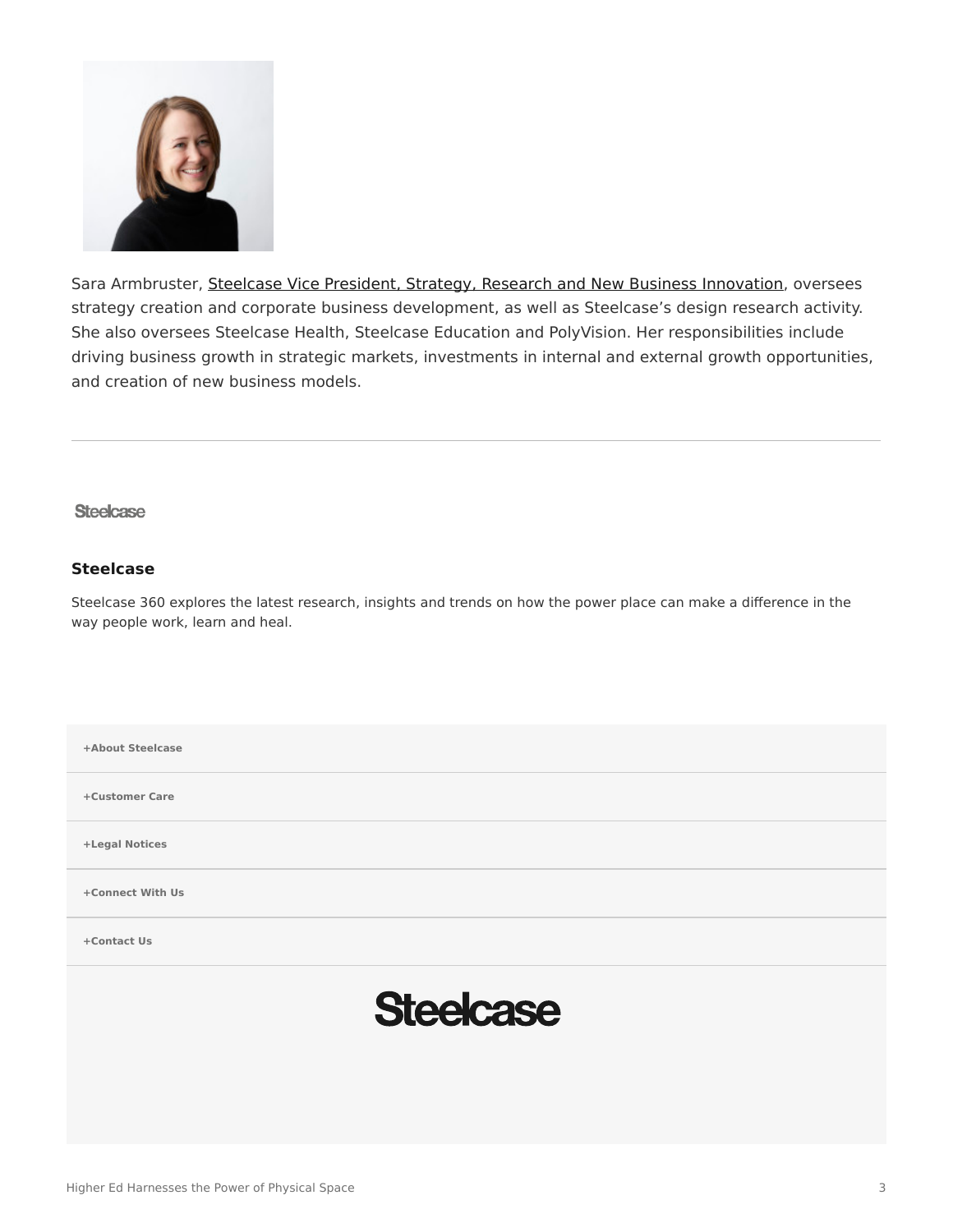Sara Armbruster, Steelcase Vice President, Strategy, Research and New Business Innovation, oversees strategy creation and corporate business development, as well as Steelcase's design research activity. She also oversees Steelcase Health, Steelcase Education and PolyVision. Her responsibilities include driving business growth in strategic markets, investments in internal and external growth opportunities, and creation of new business models.

---

Steelcase

### Steelcase

Steelcase 360 explores the latest research, insights and trends on how the power place can make a difference in the way people work, learn and heal.

**+About Steelcase**

**+Customer Care**

**+Legal Notices**

**+Connect With Us**

**+Contact Us**

Steelcase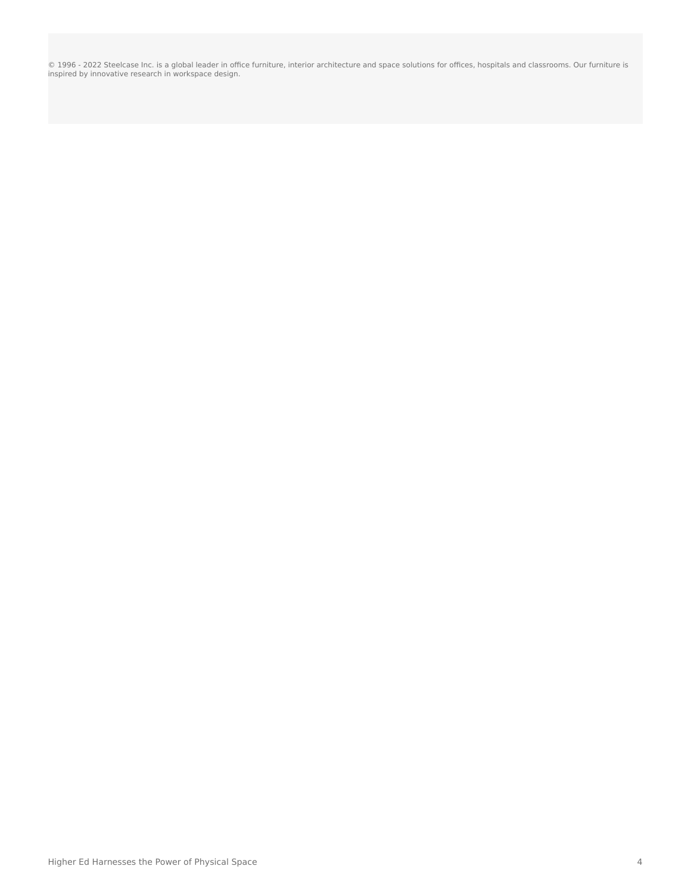© 1996 - 2022 Steelcase Inc. is a global leader in office furniture, interior architecture and space solutions for offices, hospitals and classrooms. Our furniture is inspired by innovative research in workspace design.